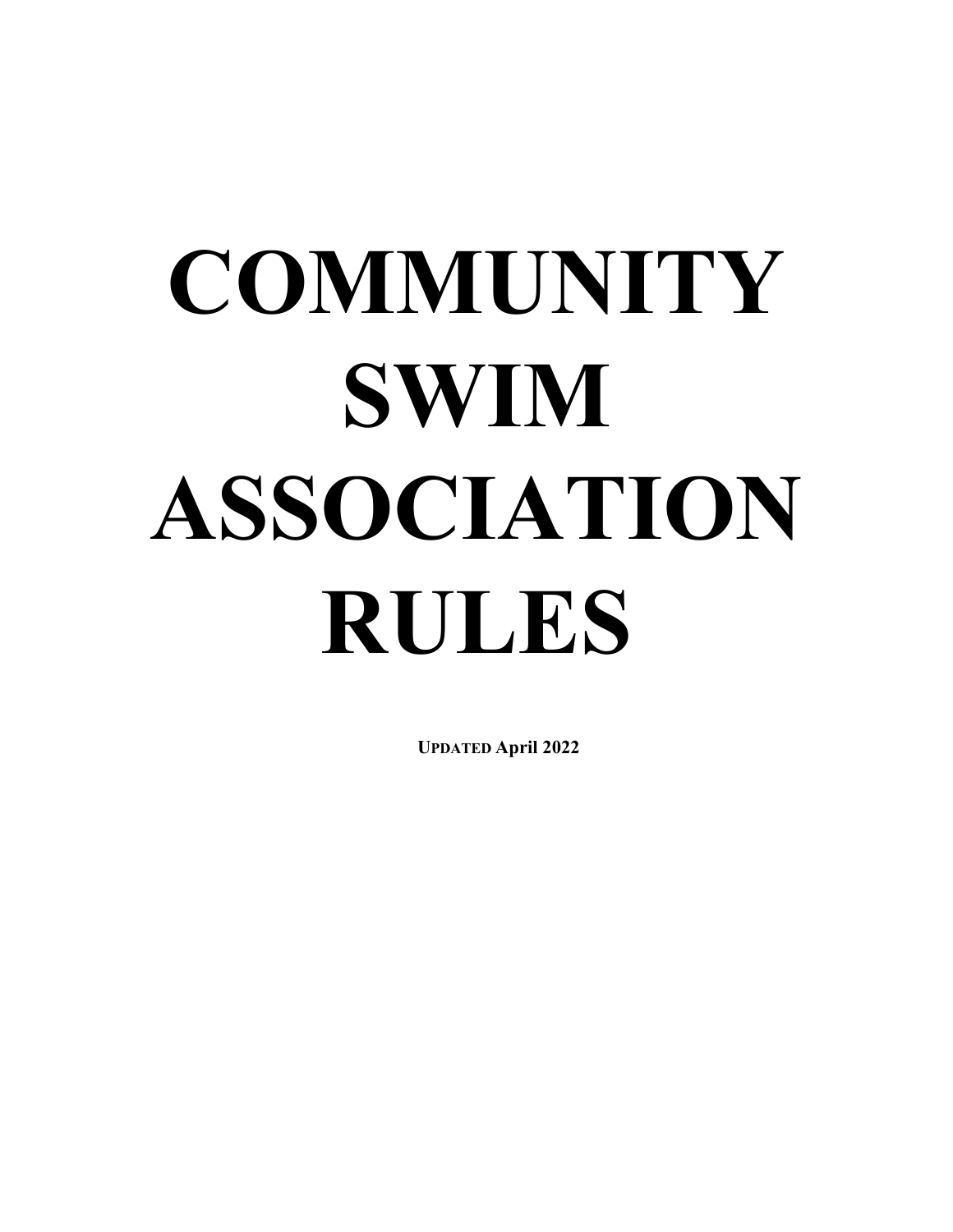# COMMUNITY SWIM ASSOCIATION RULES

**UPDATED April 2022**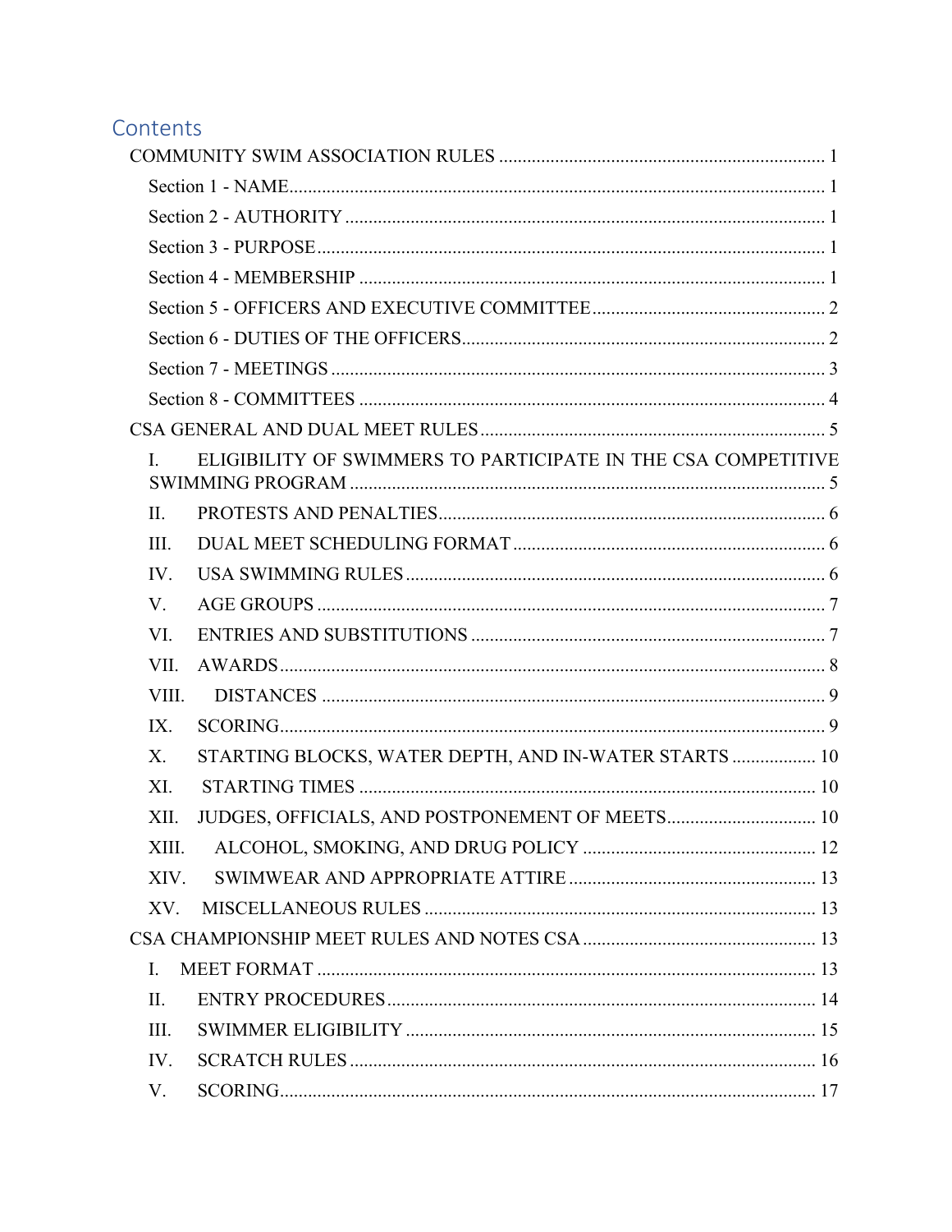# Contents

COMMUNITY SWIM ASSOCIATION RULES ..................................................................... 1

- Section 1 - NAME..................................................................................................... 1
- Section 2 - AUTHORITY ........................................................................................... 1
- Section 3 - PURPOSE.................................................................................................. 1
- Section 4 - MEMBERSHIP ......................................................................................... 1
- Section 5 - OFFICERS AND EXECUTIVE COMMITTEE.............................................. 2
- Section 6 - DUTIES OF THE OFFICERS..................................................................... 2
- Section 7 - MEETINGS ............................................................................................... 3
- Section 8 - COMMITTEES .......................................................................................... 4

CSA GENERAL AND DUAL MEET RULES .......................................................................... 5

- I. ELIGIBILITY OF SWIMMERS TO PARTICIPATE IN THE CSA COMPETITIVE SWIMMING PROGRAM ..................................................................................... 5
- II. PROTESTS AND PENALTIES................................................................................... 6
- III. DUAL MEET SCHEDULING FORMAT .................................................................... 6
- IV. USA SWIMMING RULES ......................................................................................... 6
- V. AGE GROUPS ........................................................................................................... 7
- VI. ENTRIES AND SUBSTITUTIONS ........................................................................... 7
- VII. AWARDS.................................................................................................................. 8
- VIII. DISTANCES ........................................................................................................... 9
- IX. SCORING.................................................................................................................. 9
- X. STARTING BLOCKS, WATER DEPTH, AND IN-WATER STARTS ................. 10
- XI. STARTING TIMES ................................................................................................ 10
- XII. JUDGES, OFFICIALS, AND POSTPONEMENT OF MEETS................................ 10
- XIII. ALCOHOL, SMOKING, AND DRUG POLICY ................................................... 12
- XIV. SWIMWEAR AND APPROPRIATE ATTIRE ..................................................... 13
- XV. MISCELLANEOUS RULES .................................................................................. 13

CSA CHAMPIONSHIP MEET RULES AND NOTES CSA .................................................. 13

- I. MEET FORMAT ........................................................................................................ 13
- II. ENTRY PROCEDURES............................................................................................ 14
- III. SWIMMER ELIGIBILITY ........................................................................................ 15
- IV. SCRATCH RULES .................................................................................................. 16
- V. SCORING.................................................................................................................. 17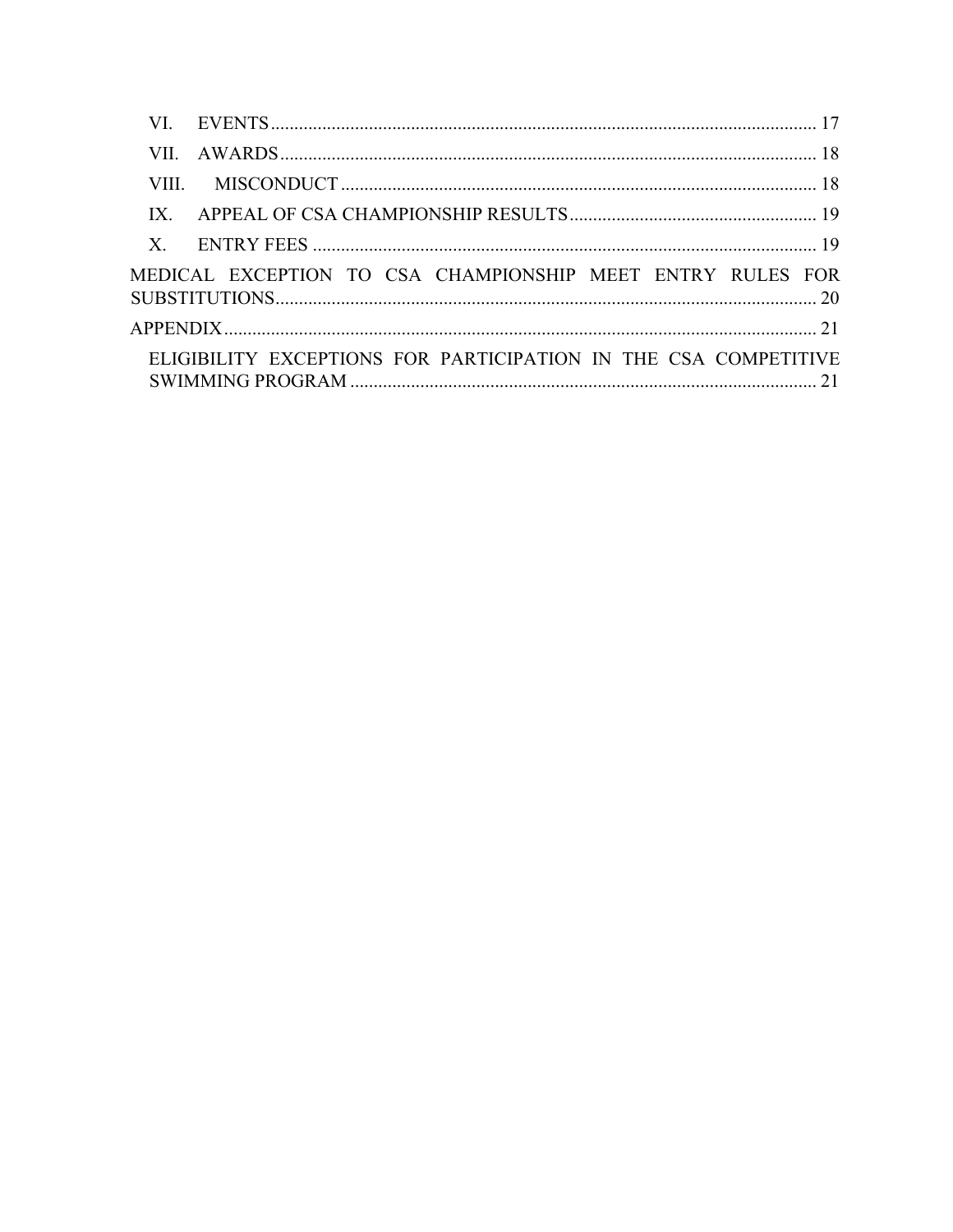VI. EVENTS ..................................................................................................................... 17

VII. AWARDS ................................................................................................................... 18

VIII. MISCONDUCT ...................................................................................................... 18

IX. APPEAL OF CSA CHAMPIONSHIP RESULTS ..................................................... 19

X. ENTRY FEES ............................................................................................................ 19

MEDICAL EXCEPTION TO CSA CHAMPIONSHIP MEET ENTRY RULES FOR SUBSTITUTIONS .................................................................................................................... 20

APPENDIX ............................................................................................................................... 21

ELIGIBILITY EXCEPTIONS FOR PARTICIPATION IN THE CSA COMPETITIVE SWIMMING PROGRAM .................................................................................................... 21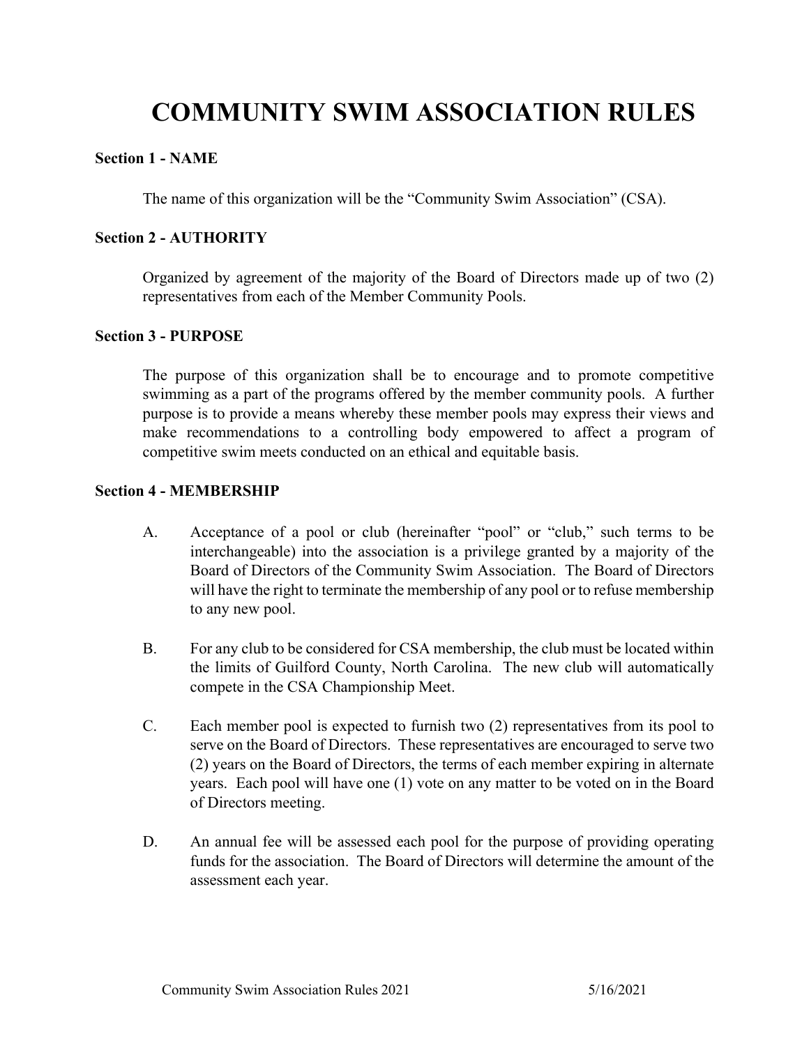# COMMUNITY SWIM ASSOCIATION RULES

**Section 1 - NAME**

The name of this organization will be the "Community Swim Association" (CSA).

**Section 2 - AUTHORITY**

Organized by agreement of the majority of the Board of Directors made up of two (2) representatives from each of the Member Community Pools.

**Section 3 - PURPOSE**

The purpose of this organization shall be to encourage and to promote competitive swimming as a part of the programs offered by the member community pools. A further purpose is to provide a means whereby these member pools may express their views and make recommendations to a controlling body empowered to affect a program of competitive swim meets conducted on an ethical and equitable basis.

**Section 4 - MEMBERSHIP**

A. Acceptance of a pool or club (hereinafter "pool" or "club," such terms to be interchangeable) into the association is a privilege granted by a majority of the Board of Directors of the Community Swim Association. The Board of Directors will have the right to terminate the membership of any pool or to refuse membership to any new pool.

B. For any club to be considered for CSA membership, the club must be located within the limits of Guilford County, North Carolina. The new club will automatically compete in the CSA Championship Meet.

C. Each member pool is expected to furnish two (2) representatives from its pool to serve on the Board of Directors. These representatives are encouraged to serve two (2) years on the Board of Directors, the terms of each member expiring in alternate years. Each pool will have one (1) vote on any matter to be voted on in the Board of Directors meeting.

D. An annual fee will be assessed each pool for the purpose of providing operating funds for the association. The Board of Directors will determine the amount of the assessment each year.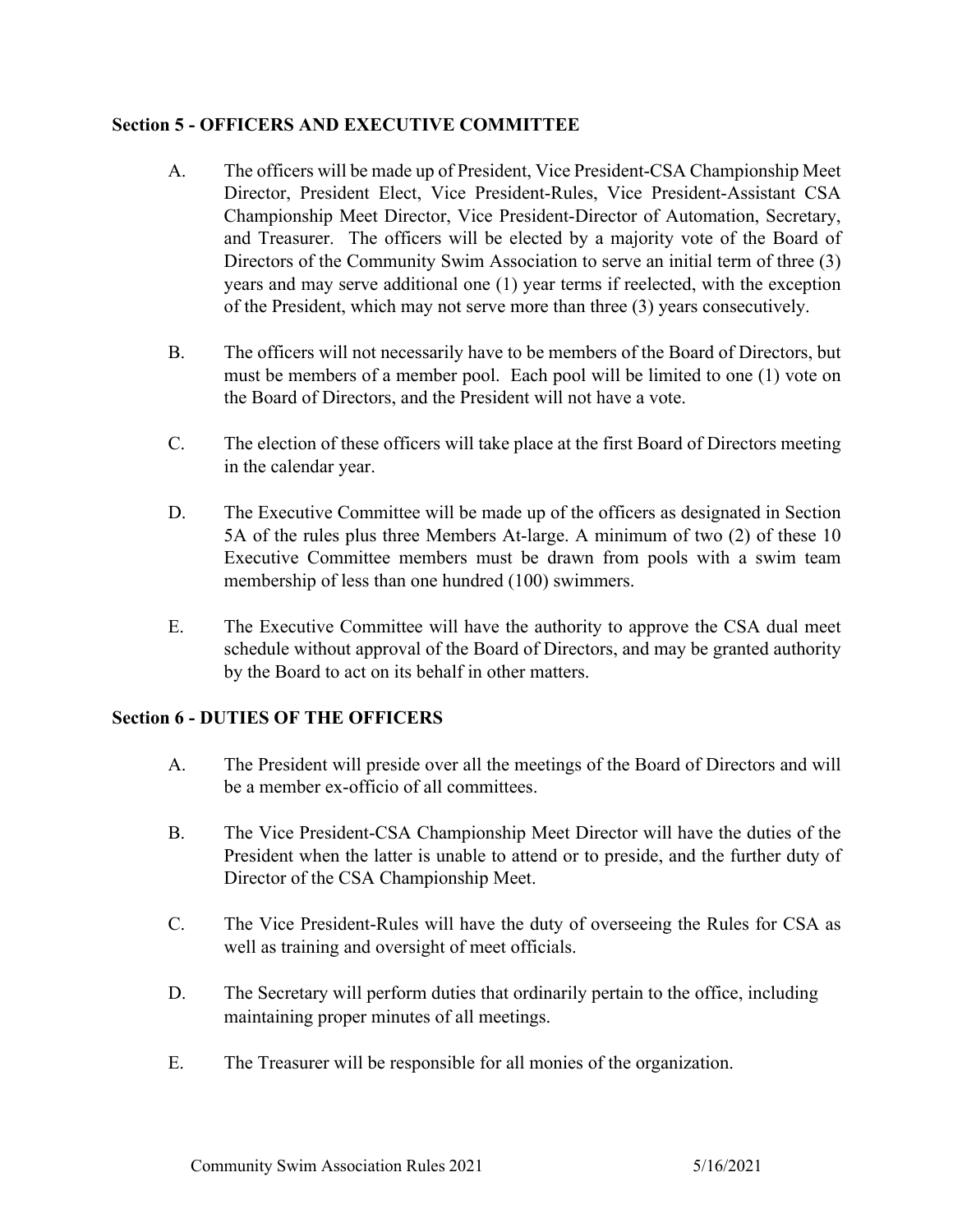## Section 5 - OFFICERS AND EXECUTIVE COMMITTEE

A. The officers will be made up of President, Vice President-CSA Championship Meet Director, President Elect, Vice President-Rules, Vice President-Assistant CSA Championship Meet Director, Vice President-Director of Automation, Secretary, and Treasurer. The officers will be elected by a majority vote of the Board of Directors of the Community Swim Association to serve an initial term of three (3) years and may serve additional one (1) year terms if reelected, with the exception of the President, which may not serve more than three (3) years consecutively.

B. The officers will not necessarily have to be members of the Board of Directors, but must be members of a member pool. Each pool will be limited to one (1) vote on the Board of Directors, and the President will not have a vote.

C. The election of these officers will take place at the first Board of Directors meeting in the calendar year.

D. The Executive Committee will be made up of the officers as designated in Section 5A of the rules plus three Members At-large. A minimum of two (2) of these 10 Executive Committee members must be drawn from pools with a swim team membership of less than one hundred (100) swimmers.

E. The Executive Committee will have the authority to approve the CSA dual meet schedule without approval of the Board of Directors, and may be granted authority by the Board to act on its behalf in other matters.

## Section 6 - DUTIES OF THE OFFICERS

A. The President will preside over all the meetings of the Board of Directors and will be a member ex-officio of all committees.

B. The Vice President-CSA Championship Meet Director will have the duties of the President when the latter is unable to attend or to preside, and the further duty of Director of the CSA Championship Meet.

C. The Vice President-Rules will have the duty of overseeing the Rules for CSA as well as training and oversight of meet officials.

D. The Secretary will perform duties that ordinarily pertain to the office, including maintaining proper minutes of all meetings.

E. The Treasurer will be responsible for all monies of the organization.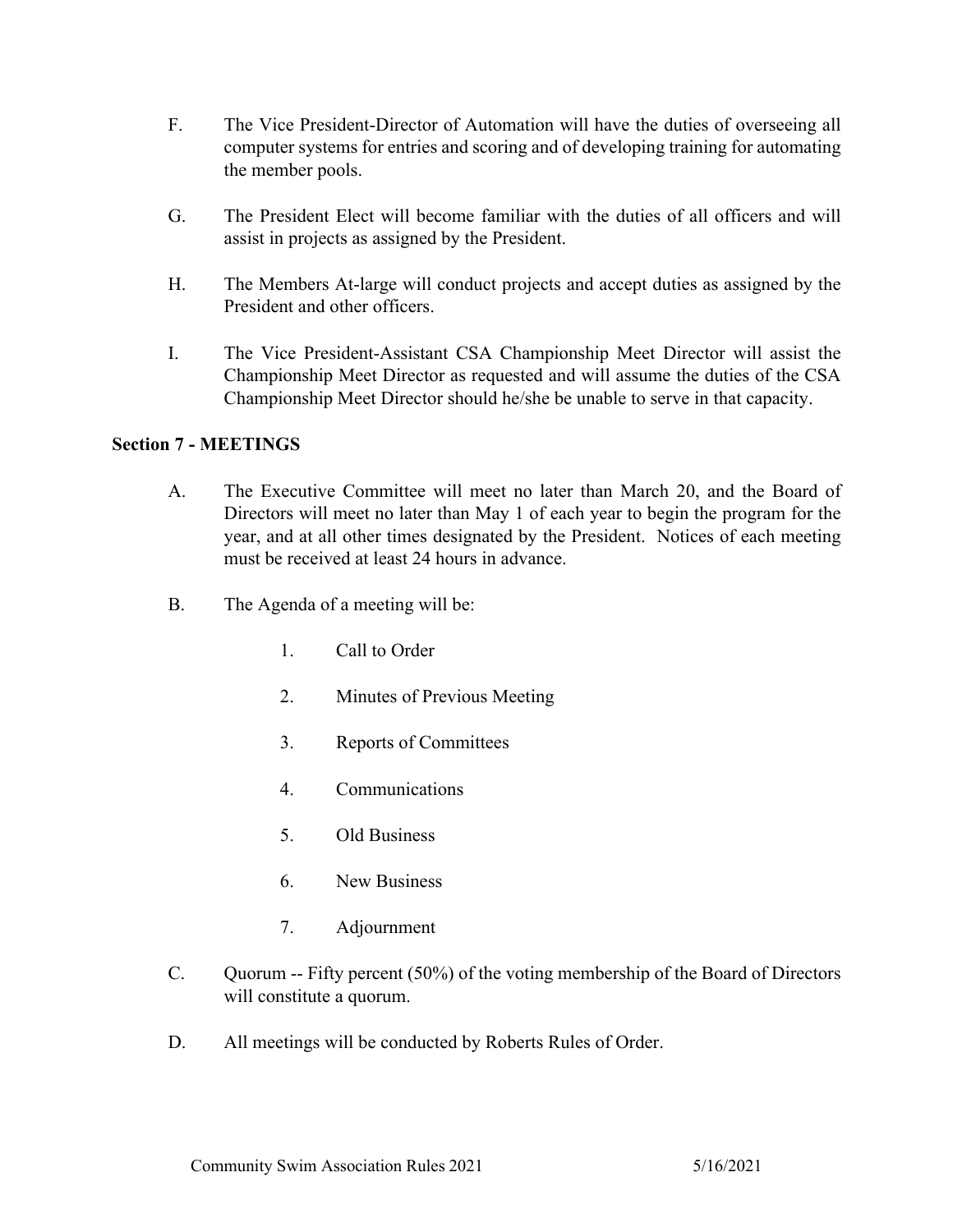F. The Vice President-Director of Automation will have the duties of overseeing all computer systems for entries and scoring and of developing training for automating the member pools.

G. The President Elect will become familiar with the duties of all officers and will assist in projects as assigned by the President.

H. The Members At-large will conduct projects and accept duties as assigned by the President and other officers.

I. The Vice President-Assistant CSA Championship Meet Director will assist the Championship Meet Director as requested and will assume the duties of the CSA Championship Meet Director should he/she be unable to serve in that capacity.

**Section 7 - MEETINGS**

A. The Executive Committee will meet no later than March 20, and the Board of Directors will meet no later than May 1 of each year to begin the program for the year, and at all other times designated by the President. Notices of each meeting must be received at least 24 hours in advance.

B. The Agenda of a meeting will be:

1. Call to Order
2. Minutes of Previous Meeting
3. Reports of Committees
4. Communications
5. Old Business
6. New Business
7. Adjournment

C. Quorum -- Fifty percent (50%) of the voting membership of the Board of Directors will constitute a quorum.

D. All meetings will be conducted by Roberts Rules of Order.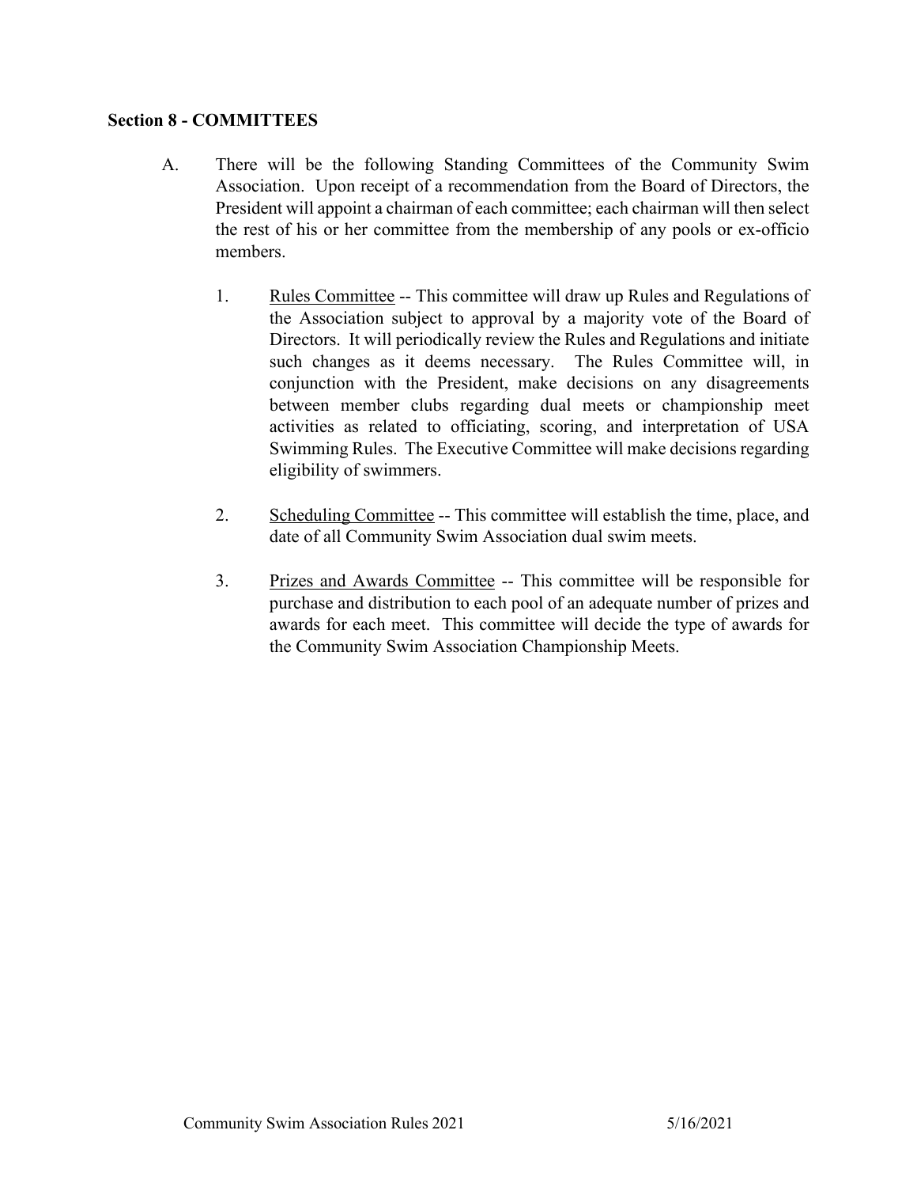## Section 8 - COMMITTEES

A. There will be the following Standing Committees of the Community Swim Association. Upon receipt of a recommendation from the Board of Directors, the President will appoint a chairman of each committee; each chairman will then select the rest of his or her committee from the membership of any pools or ex-officio members.

1. <u>Rules Committee</u> -- This committee will draw up Rules and Regulations of the Association subject to approval by a majority vote of the Board of Directors. It will periodically review the Rules and Regulations and initiate such changes as it deems necessary. The Rules Committee will, in conjunction with the President, make decisions on any disagreements between member clubs regarding dual meets or championship meet activities as related to officiating, scoring, and interpretation of USA Swimming Rules. The Executive Committee will make decisions regarding eligibility of swimmers.

2. <u>Scheduling Committee</u> -- This committee will establish the time, place, and date of all Community Swim Association dual swim meets.

3. <u>Prizes and Awards Committee</u> -- This committee will be responsible for purchase and distribution to each pool of an adequate number of prizes and awards for each meet. This committee will decide the type of awards for the Community Swim Association Championship Meets.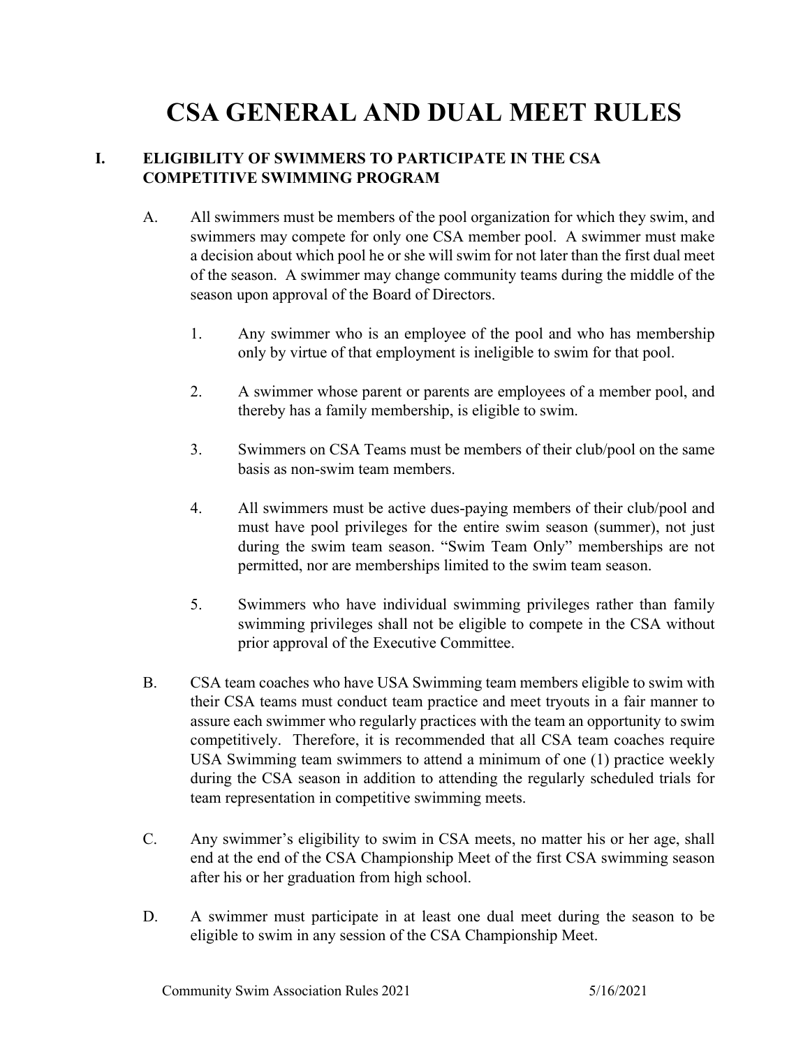# CSA GENERAL AND DUAL MEET RULES

## I. ELIGIBILITY OF SWIMMERS TO PARTICIPATE IN THE CSA COMPETITIVE SWIMMING PROGRAM

A. All swimmers must be members of the pool organization for which they swim, and swimmers may compete for only one CSA member pool. A swimmer must make a decision about which pool he or she will swim for not later than the first dual meet of the season. A swimmer may change community teams during the middle of the season upon approval of the Board of Directors.

1. Any swimmer who is an employee of the pool and who has membership only by virtue of that employment is ineligible to swim for that pool.

2. A swimmer whose parent or parents are employees of a member pool, and thereby has a family membership, is eligible to swim.

3. Swimmers on CSA Teams must be members of their club/pool on the same basis as non-swim team members.

4. All swimmers must be active dues-paying members of their club/pool and must have pool privileges for the entire swim season (summer), not just during the swim team season. "Swim Team Only" memberships are not permitted, nor are memberships limited to the swim team season.

5. Swimmers who have individual swimming privileges rather than family swimming privileges shall not be eligible to compete in the CSA without prior approval of the Executive Committee.

B. CSA team coaches who have USA Swimming team members eligible to swim with their CSA teams must conduct team practice and meet tryouts in a fair manner to assure each swimmer who regularly practices with the team an opportunity to swim competitively. Therefore, it is recommended that all CSA team coaches require USA Swimming team swimmers to attend a minimum of one (1) practice weekly during the CSA season in addition to attending the regularly scheduled trials for team representation in competitive swimming meets.

C. Any swimmer's eligibility to swim in CSA meets, no matter his or her age, shall end at the end of the CSA Championship Meet of the first CSA swimming season after his or her graduation from high school.

D. A swimmer must participate in at least one dual meet during the season to be eligible to swim in any session of the CSA Championship Meet.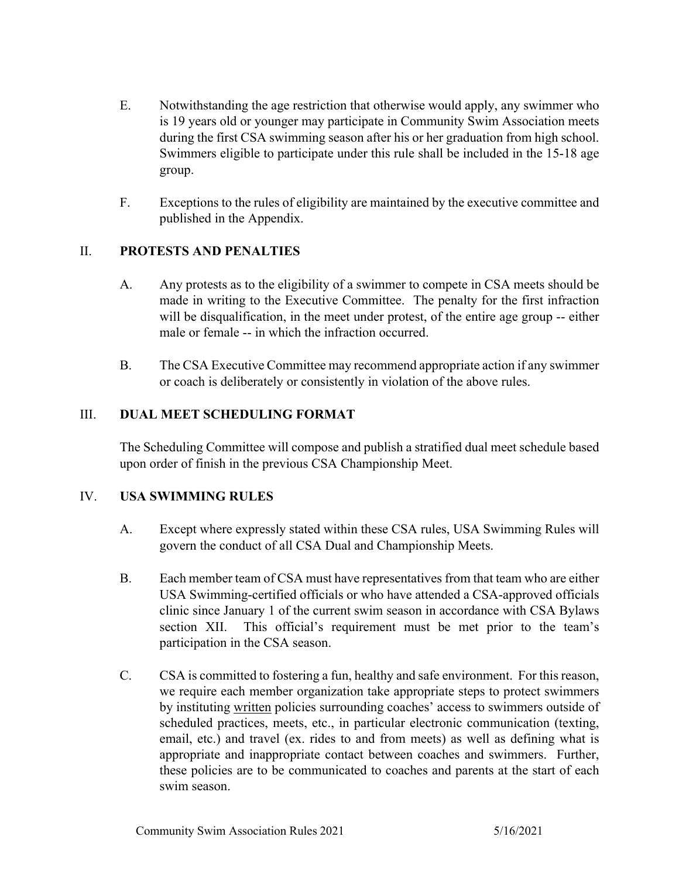E. Notwithstanding the age restriction that otherwise would apply, any swimmer who is 19 years old or younger may participate in Community Swim Association meets during the first CSA swimming season after his or her graduation from high school. Swimmers eligible to participate under this rule shall be included in the 15-18 age group.

F. Exceptions to the rules of eligibility are maintained by the executive committee and published in the Appendix.

## II. PROTESTS AND PENALTIES

A. Any protests as to the eligibility of a swimmer to compete in CSA meets should be made in writing to the Executive Committee. The penalty for the first infraction will be disqualification, in the meet under protest, of the entire age group -- either male or female -- in which the infraction occurred.

B. The CSA Executive Committee may recommend appropriate action if any swimmer or coach is deliberately or consistently in violation of the above rules.

## III. DUAL MEET SCHEDULING FORMAT

The Scheduling Committee will compose and publish a stratified dual meet schedule based upon order of finish in the previous CSA Championship Meet.

## IV. USA SWIMMING RULES

A. Except where expressly stated within these CSA rules, USA Swimming Rules will govern the conduct of all CSA Dual and Championship Meets.

B. Each member team of CSA must have representatives from that team who are either USA Swimming-certified officials or who have attended a CSA-approved officials clinic since January 1 of the current swim season in accordance with CSA Bylaws section XII. This official's requirement must be met prior to the team's participation in the CSA season.

C. CSA is committed to fostering a fun, healthy and safe environment. For this reason, we require each member organization take appropriate steps to protect swimmers by instituting <u>written</u> policies surrounding coaches' access to swimmers outside of scheduled practices, meets, etc., in particular electronic communication (texting, email, etc.) and travel (ex. rides to and from meets) as well as defining what is appropriate and inappropriate contact between coaches and swimmers. Further, these policies are to be communicated to coaches and parents at the start of each swim season.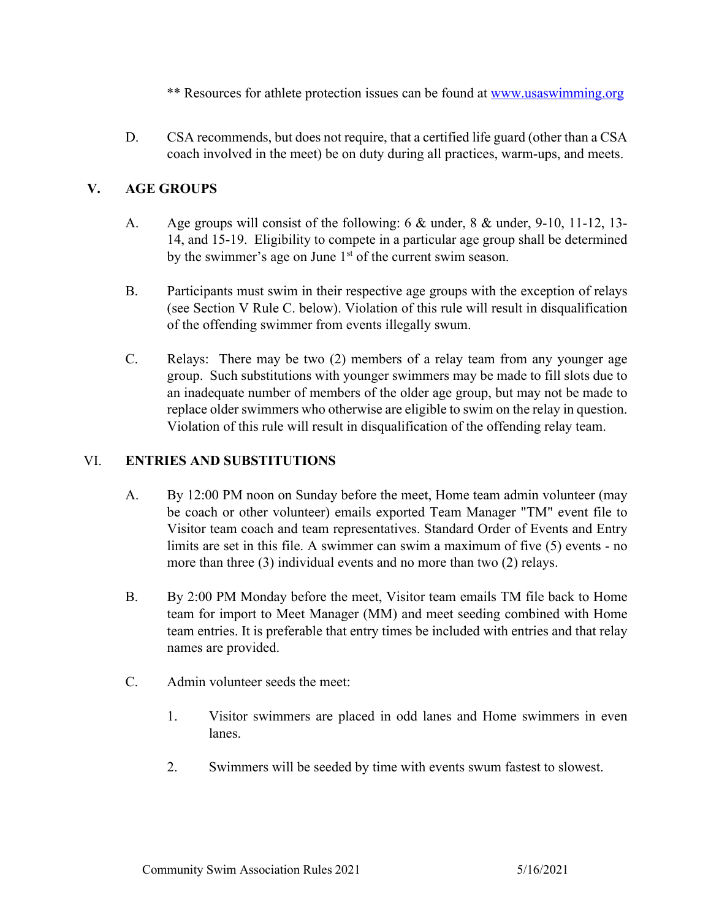** Resources for athlete protection issues can be found at www.usaswimming.org

D. CSA recommends, but does not require, that a certified life guard (other than a CSA coach involved in the meet) be on duty during all practices, warm-ups, and meets.

## V. AGE GROUPS

A. Age groups will consist of the following: 6 & under, 8 & under, 9-10, 11-12, 13-14, and 15-19. Eligibility to compete in a particular age group shall be determined by the swimmer's age on June 1st of the current swim season.

B. Participants must swim in their respective age groups with the exception of relays (see Section V Rule C. below). Violation of this rule will result in disqualification of the offending swimmer from events illegally swum.

C. Relays: There may be two (2) members of a relay team from any younger age group. Such substitutions with younger swimmers may be made to fill slots due to an inadequate number of members of the older age group, but may not be made to replace older swimmers who otherwise are eligible to swim on the relay in question. Violation of this rule will result in disqualification of the offending relay team.

## VI. ENTRIES AND SUBSTITUTIONS

A. By 12:00 PM noon on Sunday before the meet, Home team admin volunteer (may be coach or other volunteer) emails exported Team Manager "TM" event file to Visitor team coach and team representatives. Standard Order of Events and Entry limits are set in this file. A swimmer can swim a maximum of five (5) events - no more than three (3) individual events and no more than two (2) relays.

B. By 2:00 PM Monday before the meet, Visitor team emails TM file back to Home team for import to Meet Manager (MM) and meet seeding combined with Home team entries. It is preferable that entry times be included with entries and that relay names are provided.

C. Admin volunteer seeds the meet:

1. Visitor swimmers are placed in odd lanes and Home swimmers in even lanes.

2. Swimmers will be seeded by time with events swum fastest to slowest.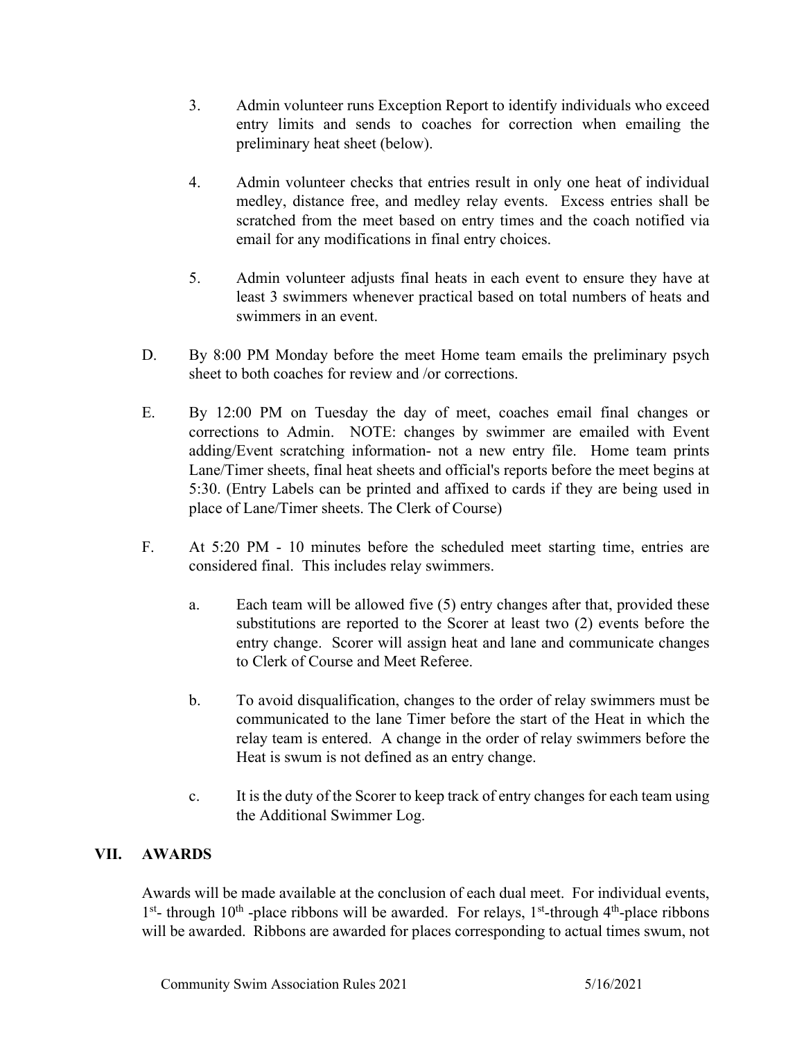3. Admin volunteer runs Exception Report to identify individuals who exceed entry limits and sends to coaches for correction when emailing the preliminary heat sheet (below).

4. Admin volunteer checks that entries result in only one heat of individual medley, distance free, and medley relay events. Excess entries shall be scratched from the meet based on entry times and the coach notified via email for any modifications in final entry choices.

5. Admin volunteer adjusts final heats in each event to ensure they have at least 3 swimmers whenever practical based on total numbers of heats and swimmers in an event.

D. By 8:00 PM Monday before the meet Home team emails the preliminary psych sheet to both coaches for review and /or corrections.

E. By 12:00 PM on Tuesday the day of meet, coaches email final changes or corrections to Admin. NOTE: changes by swimmer are emailed with Event adding/Event scratching information- not a new entry file. Home team prints Lane/Timer sheets, final heat sheets and official's reports before the meet begins at 5:30. (Entry Labels can be printed and affixed to cards if they are being used in place of Lane/Timer sheets. The Clerk of Course)

F. At 5:20 PM - 10 minutes before the scheduled meet starting time, entries are considered final. This includes relay swimmers.

   a. Each team will be allowed five (5) entry changes after that, provided these substitutions are reported to the Scorer at least two (2) events before the entry change. Scorer will assign heat and lane and communicate changes to Clerk of Course and Meet Referee.

   b. To avoid disqualification, changes to the order of relay swimmers must be communicated to the lane Timer before the start of the Heat in which the relay team is entered. A change in the order of relay swimmers before the Heat is swum is not defined as an entry change.

   c. It is the duty of the Scorer to keep track of entry changes for each team using the Additional Swimmer Log.

## VII. AWARDS

Awards will be made available at the conclusion of each dual meet. For individual events, 1st- through 10th -place ribbons will be awarded. For relays, 1st-through 4th-place ribbons will be awarded. Ribbons are awarded for places corresponding to actual times swum, not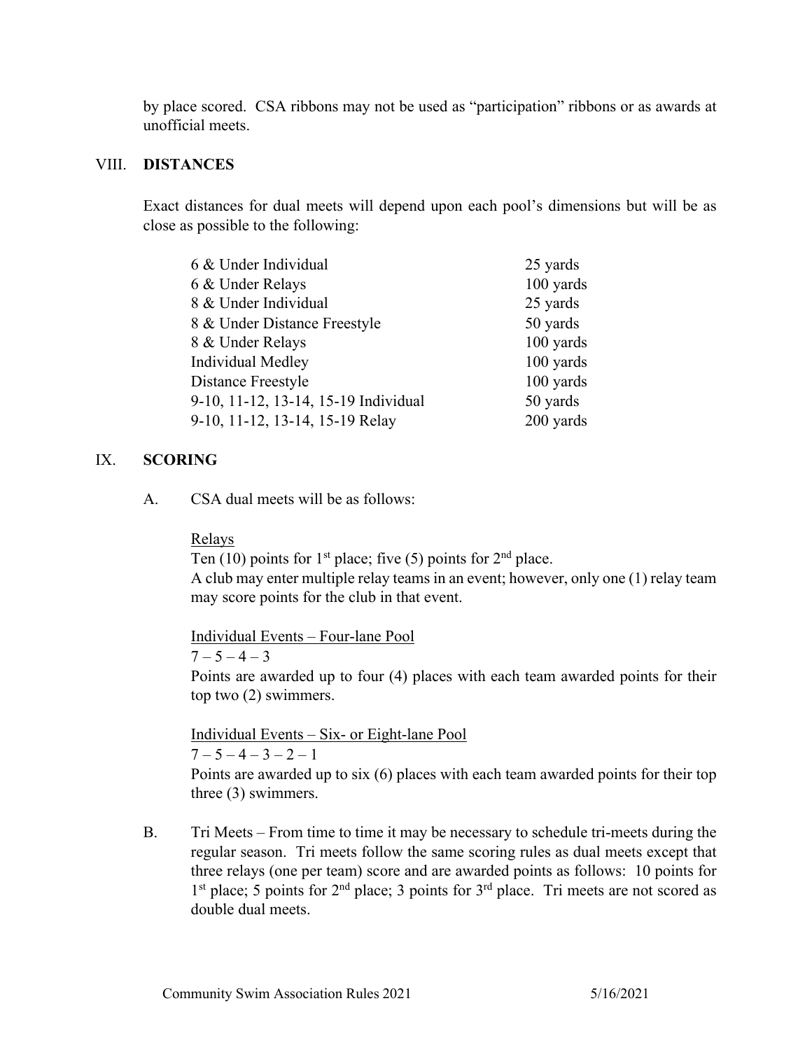by place scored. CSA ribbons may not be used as "participation" ribbons or as awards at unofficial meets.

## VIII. DISTANCES

Exact distances for dual meets will depend upon each pool's dimensions but will be as close as possible to the following:

| | |
|---|---|
| 6 & Under Individual | 25 yards |
| 6 & Under Relays | 100 yards |
| 8 & Under Individual | 25 yards |
| 8 & Under Distance Freestyle | 50 yards |
| 8 & Under Relays | 100 yards |
| Individual Medley | 100 yards |
| Distance Freestyle | 100 yards |
| 9-10, 11-12, 13-14, 15-19 Individual | 50 yards |
| 9-10, 11-12, 13-14, 15-19 Relay | 200 yards |

## IX. SCORING

A. CSA dual meets will be as follows:

<u>Relays</u>
Ten (10) points for 1st place; five (5) points for 2nd place.
A club may enter multiple relay teams in an event; however, only one (1) relay team may score points for the club in that event.

<u>Individual Events – Four-lane Pool</u>
7 – 5 – 4 – 3
Points are awarded up to four (4) places with each team awarded points for their top two (2) swimmers.

<u>Individual Events – Six- or Eight-lane Pool</u>
7 – 5 – 4 – 3 – 2 – 1
Points are awarded up to six (6) places with each team awarded points for their top three (3) swimmers.

B. Tri Meets – From time to time it may be necessary to schedule tri-meets during the regular season. Tri meets follow the same scoring rules as dual meets except that three relays (one per team) score and are awarded points as follows: 10 points for 1st place; 5 points for 2nd place; 3 points for 3rd place. Tri meets are not scored as double dual meets.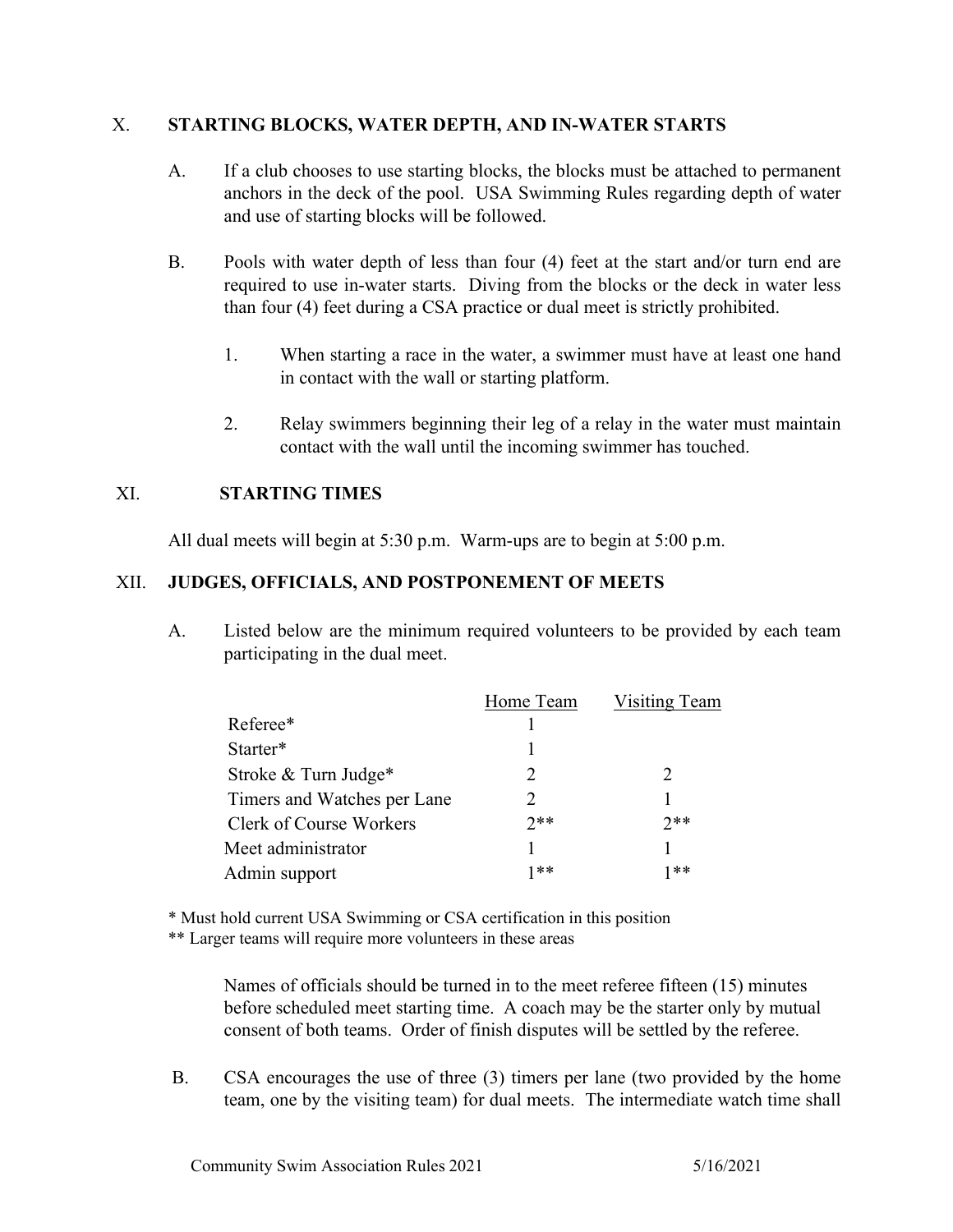## X. STARTING BLOCKS, WATER DEPTH, AND IN-WATER STARTS

A. If a club chooses to use starting blocks, the blocks must be attached to permanent anchors in the deck of the pool. USA Swimming Rules regarding depth of water and use of starting blocks will be followed.

B. Pools with water depth of less than four (4) feet at the start and/or turn end are required to use in-water starts. Diving from the blocks or the deck in water less than four (4) feet during a CSA practice or dual meet is strictly prohibited.

1. When starting a race in the water, a swimmer must have at least one hand in contact with the wall or starting platform.

2. Relay swimmers beginning their leg of a relay in the water must maintain contact with the wall until the incoming swimmer has touched.

## XI. STARTING TIMES

All dual meets will begin at 5:30 p.m. Warm-ups are to begin at 5:00 p.m.

## XII. JUDGES, OFFICIALS, AND POSTPONEMENT OF MEETS

A. Listed below are the minimum required volunteers to be provided by each team participating in the dual meet.

| | Home Team | Visiting Team |
|---|---|---|
| Referee* | 1 | |
| Starter* | 1 | |
| Stroke & Turn Judge* | 2 | 2 |
| Timers and Watches per Lane | 2 | 1 |
| Clerk of Course Workers | 2** | 2** |
| Meet administrator | 1 | 1 |
| Admin support | 1** | 1** |

\* Must hold current USA Swimming or CSA certification in this position

** Larger teams will require more volunteers in these areas

Names of officials should be turned in to the meet referee fifteen (15) minutes before scheduled meet starting time. A coach may be the starter only by mutual consent of both teams. Order of finish disputes will be settled by the referee.

B. CSA encourages the use of three (3) timers per lane (two provided by the home team, one by the visiting team) for dual meets. The intermediate watch time shall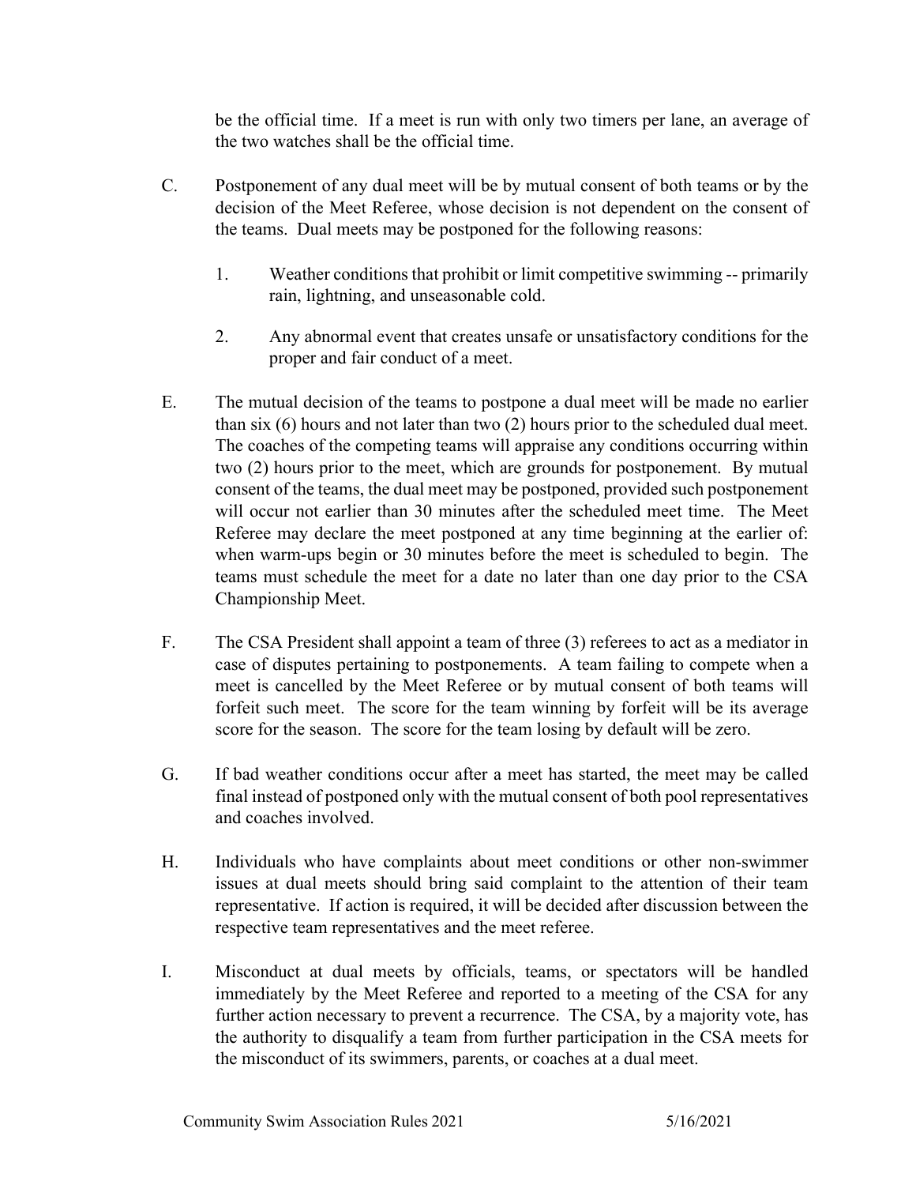be the official time. If a meet is run with only two timers per lane, an average of the two watches shall be the official time.

C. Postponement of any dual meet will be by mutual consent of both teams or by the decision of the Meet Referee, whose decision is not dependent on the consent of the teams. Dual meets may be postponed for the following reasons:

   1. Weather conditions that prohibit or limit competitive swimming -- primarily rain, lightning, and unseasonable cold.

   2. Any abnormal event that creates unsafe or unsatisfactory conditions for the proper and fair conduct of a meet.

E. The mutual decision of the teams to postpone a dual meet will be made no earlier than six (6) hours and not later than two (2) hours prior to the scheduled dual meet. The coaches of the competing teams will appraise any conditions occurring within two (2) hours prior to the meet, which are grounds for postponement. By mutual consent of the teams, the dual meet may be postponed, provided such postponement will occur not earlier than 30 minutes after the scheduled meet time. The Meet Referee may declare the meet postponed at any time beginning at the earlier of: when warm-ups begin or 30 minutes before the meet is scheduled to begin. The teams must schedule the meet for a date no later than one day prior to the CSA Championship Meet.

F. The CSA President shall appoint a team of three (3) referees to act as a mediator in case of disputes pertaining to postponements. A team failing to compete when a meet is cancelled by the Meet Referee or by mutual consent of both teams will forfeit such meet. The score for the team winning by forfeit will be its average score for the season. The score for the team losing by default will be zero.

G. If bad weather conditions occur after a meet has started, the meet may be called final instead of postponed only with the mutual consent of both pool representatives and coaches involved.

H. Individuals who have complaints about meet conditions or other non-swimmer issues at dual meets should bring said complaint to the attention of their team representative. If action is required, it will be decided after discussion between the respective team representatives and the meet referee.

I. Misconduct at dual meets by officials, teams, or spectators will be handled immediately by the Meet Referee and reported to a meeting of the CSA for any further action necessary to prevent a recurrence. The CSA, by a majority vote, has the authority to disqualify a team from further participation in the CSA meets for the misconduct of its swimmers, parents, or coaches at a dual meet.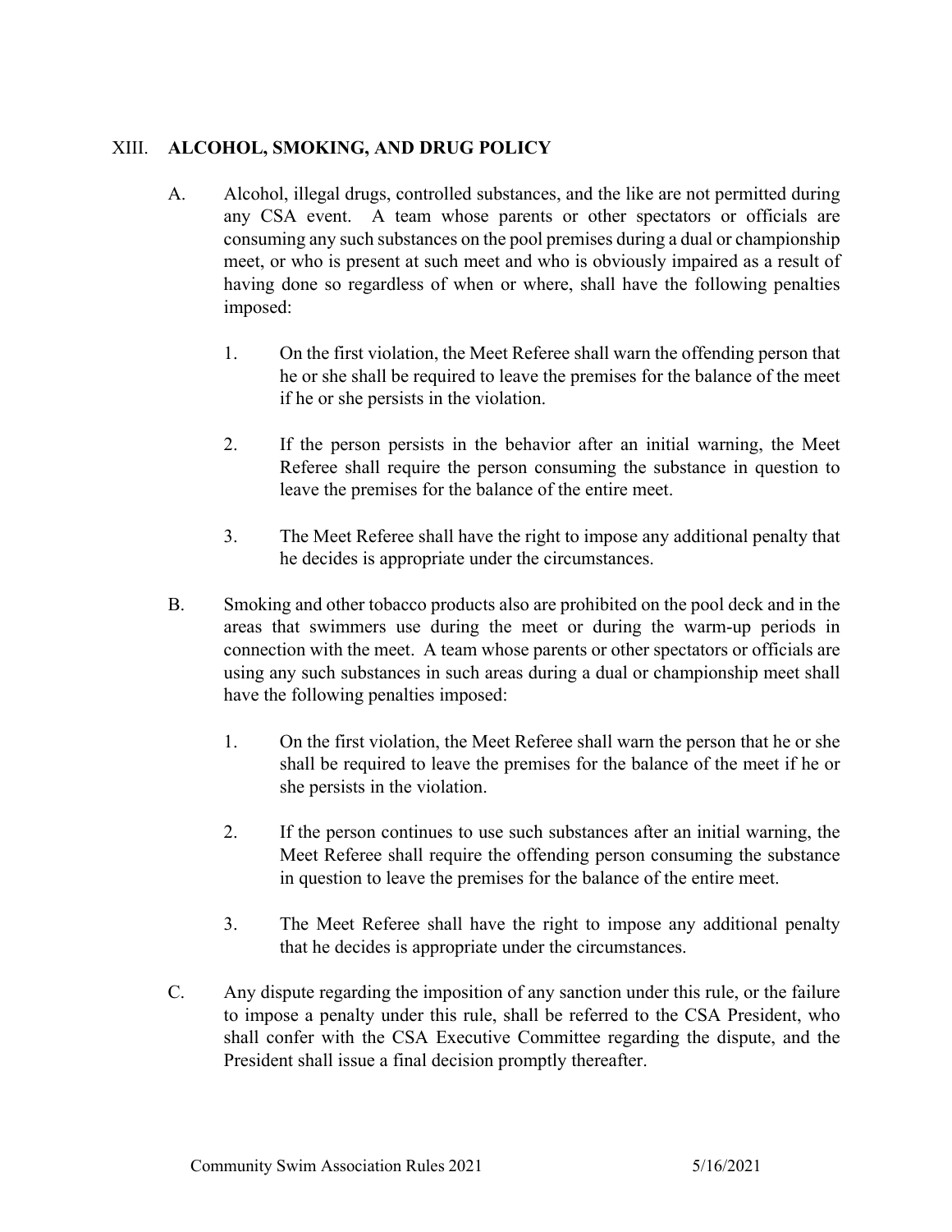## XIII. ALCOHOL, SMOKING, AND DRUG POLICY

A. Alcohol, illegal drugs, controlled substances, and the like are not permitted during any CSA event. A team whose parents or other spectators or officials are consuming any such substances on the pool premises during a dual or championship meet, or who is present at such meet and who is obviously impaired as a result of having done so regardless of when or where, shall have the following penalties imposed:

1. On the first violation, the Meet Referee shall warn the offending person that he or she shall be required to leave the premises for the balance of the meet if he or she persists in the violation.

2. If the person persists in the behavior after an initial warning, the Meet Referee shall require the person consuming the substance in question to leave the premises for the balance of the entire meet.

3. The Meet Referee shall have the right to impose any additional penalty that he decides is appropriate under the circumstances.

B. Smoking and other tobacco products also are prohibited on the pool deck and in the areas that swimmers use during the meet or during the warm-up periods in connection with the meet. A team whose parents or other spectators or officials are using any such substances in such areas during a dual or championship meet shall have the following penalties imposed:

1. On the first violation, the Meet Referee shall warn the person that he or she shall be required to leave the premises for the balance of the meet if he or she persists in the violation.

2. If the person continues to use such substances after an initial warning, the Meet Referee shall require the offending person consuming the substance in question to leave the premises for the balance of the entire meet.

3. The Meet Referee shall have the right to impose any additional penalty that he decides is appropriate under the circumstances.

C. Any dispute regarding the imposition of any sanction under this rule, or the failure to impose a penalty under this rule, shall be referred to the CSA President, who shall confer with the CSA Executive Committee regarding the dispute, and the President shall issue a final decision promptly thereafter.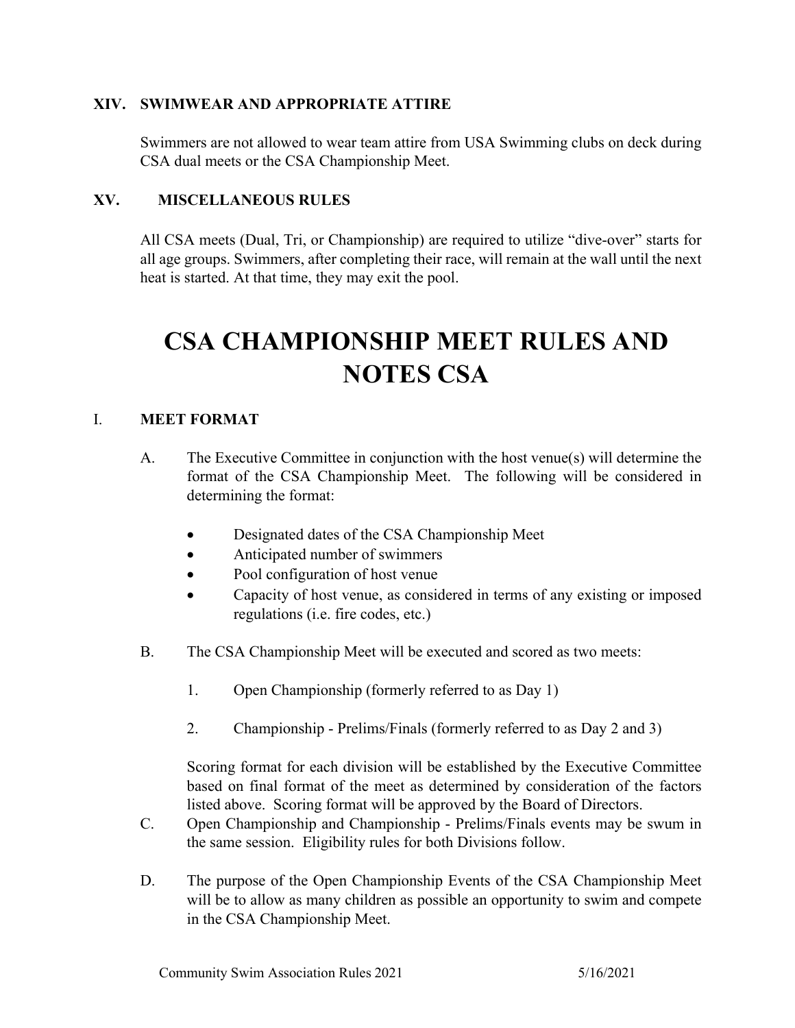### XIV. SWIMWEAR AND APPROPRIATE ATTIRE

Swimmers are not allowed to wear team attire from USA Swimming clubs on deck during CSA dual meets or the CSA Championship Meet.

### XV. MISCELLANEOUS RULES

All CSA meets (Dual, Tri, or Championship) are required to utilize "dive-over" starts for all age groups. Swimmers, after completing their race, will remain at the wall until the next heat is started. At that time, they may exit the pool.

# CSA CHAMPIONSHIP MEET RULES AND NOTES CSA

### I. MEET FORMAT

A. The Executive Committee in conjunction with the host venue(s) will determine the format of the CSA Championship Meet. The following will be considered in determining the format:

- Designated dates of the CSA Championship Meet
- Anticipated number of swimmers
- Pool configuration of host venue
- Capacity of host venue, as considered in terms of any existing or imposed regulations (i.e. fire codes, etc.)

B. The CSA Championship Meet will be executed and scored as two meets:

1. Open Championship (formerly referred to as Day 1)
2. Championship - Prelims/Finals (formerly referred to as Day 2 and 3)

Scoring format for each division will be established by the Executive Committee based on final format of the meet as determined by consideration of the factors listed above. Scoring format will be approved by the Board of Directors.

C. Open Championship and Championship - Prelims/Finals events may be swum in the same session. Eligibility rules for both Divisions follow.

D. The purpose of the Open Championship Events of the CSA Championship Meet will be to allow as many children as possible an opportunity to swim and compete in the CSA Championship Meet.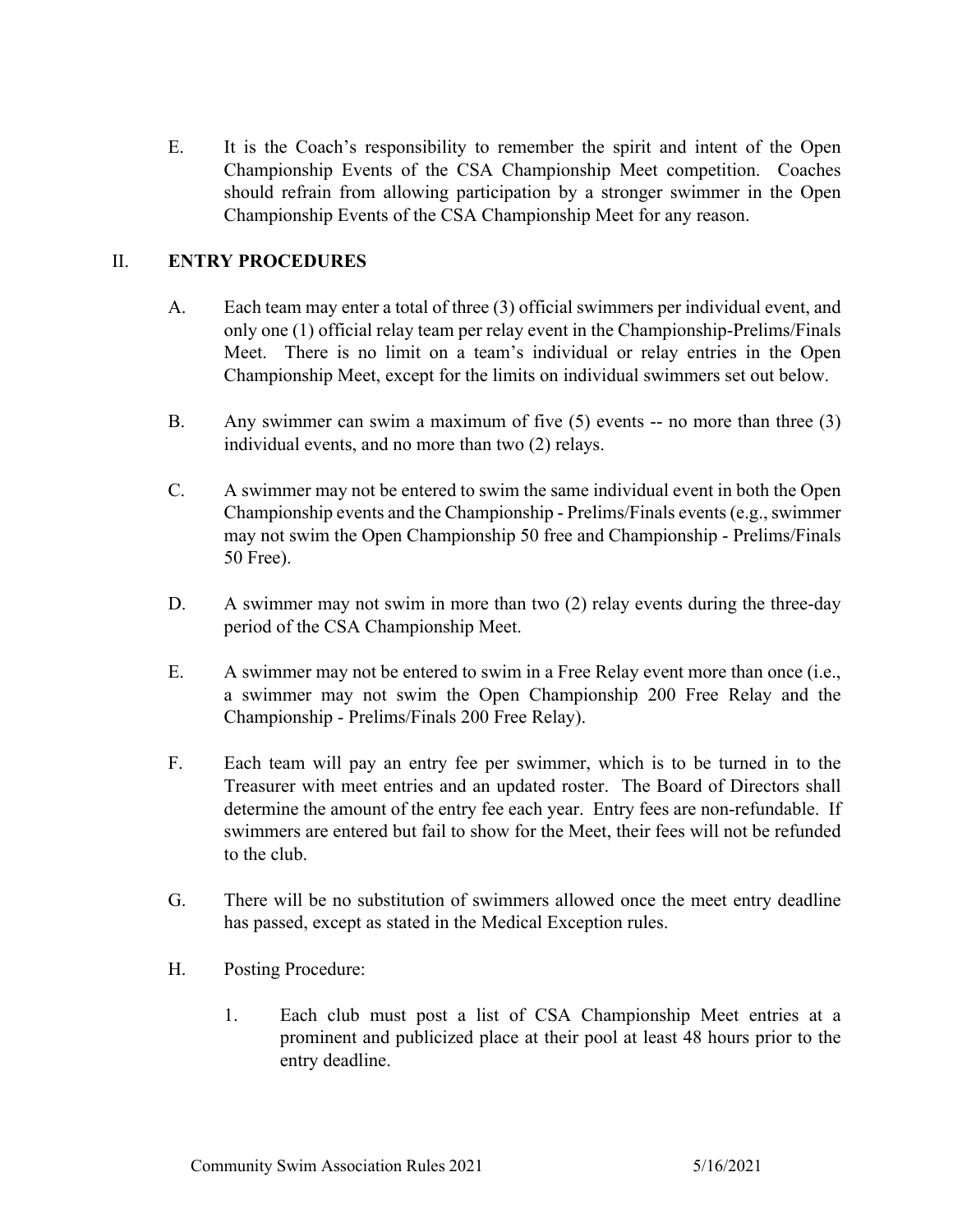E. It is the Coach's responsibility to remember the spirit and intent of the Open Championship Events of the CSA Championship Meet competition. Coaches should refrain from allowing participation by a stronger swimmer in the Open Championship Events of the CSA Championship Meet for any reason.

## II. ENTRY PROCEDURES

A. Each team may enter a total of three (3) official swimmers per individual event, and only one (1) official relay team per relay event in the Championship-Prelims/Finals Meet. There is no limit on a team's individual or relay entries in the Open Championship Meet, except for the limits on individual swimmers set out below.

B. Any swimmer can swim a maximum of five (5) events -- no more than three (3) individual events, and no more than two (2) relays.

C. A swimmer may not be entered to swim the same individual event in both the Open Championship events and the Championship - Prelims/Finals events (e.g., swimmer may not swim the Open Championship 50 free and Championship - Prelims/Finals 50 Free).

D. A swimmer may not swim in more than two (2) relay events during the three-day period of the CSA Championship Meet.

E. A swimmer may not be entered to swim in a Free Relay event more than once (i.e., a swimmer may not swim the Open Championship 200 Free Relay and the Championship - Prelims/Finals 200 Free Relay).

F. Each team will pay an entry fee per swimmer, which is to be turned in to the Treasurer with meet entries and an updated roster. The Board of Directors shall determine the amount of the entry fee each year. Entry fees are non-refundable. If swimmers are entered but fail to show for the Meet, their fees will not be refunded to the club.

G. There will be no substitution of swimmers allowed once the meet entry deadline has passed, except as stated in the Medical Exception rules.

H. Posting Procedure:

1. Each club must post a list of CSA Championship Meet entries at a prominent and publicized place at their pool at least 48 hours prior to the entry deadline.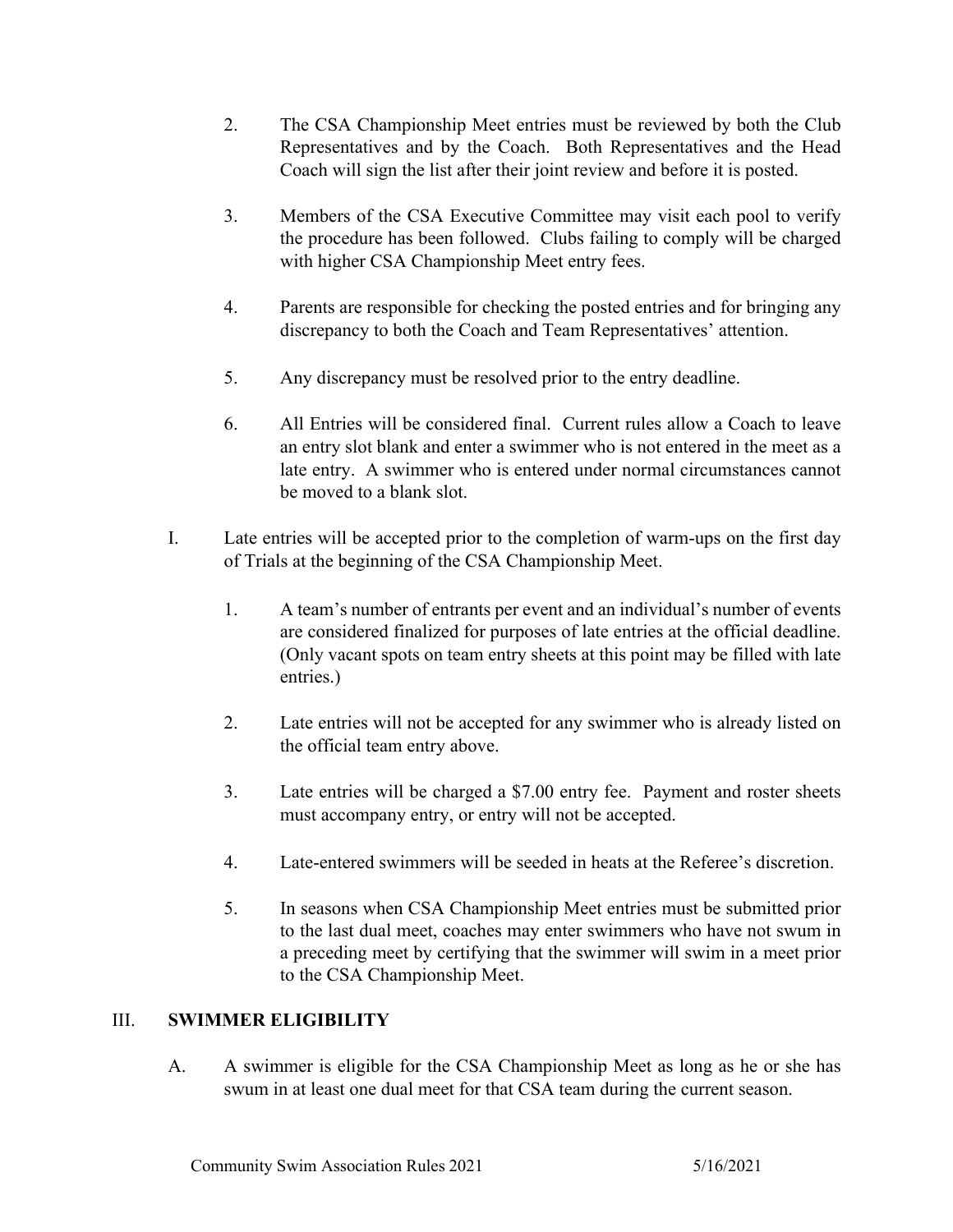2. The CSA Championship Meet entries must be reviewed by both the Club Representatives and by the Coach. Both Representatives and the Head Coach will sign the list after their joint review and before it is posted.

3. Members of the CSA Executive Committee may visit each pool to verify the procedure has been followed. Clubs failing to comply will be charged with higher CSA Championship Meet entry fees.

4. Parents are responsible for checking the posted entries and for bringing any discrepancy to both the Coach and Team Representatives' attention.

5. Any discrepancy must be resolved prior to the entry deadline.

6. All Entries will be considered final. Current rules allow a Coach to leave an entry slot blank and enter a swimmer who is not entered in the meet as a late entry. A swimmer who is entered under normal circumstances cannot be moved to a blank slot.

I. Late entries will be accepted prior to the completion of warm-ups on the first day of Trials at the beginning of the CSA Championship Meet.

   1. A team's number of entrants per event and an individual's number of events are considered finalized for purposes of late entries at the official deadline. (Only vacant spots on team entry sheets at this point may be filled with late entries.)

   2. Late entries will not be accepted for any swimmer who is already listed on the official team entry above.

   3. Late entries will be charged a $7.00 entry fee. Payment and roster sheets must accompany entry, or entry will not be accepted.

   4. Late-entered swimmers will be seeded in heats at the Referee's discretion.

   5. In seasons when CSA Championship Meet entries must be submitted prior to the last dual meet, coaches may enter swimmers who have not swum in a preceding meet by certifying that the swimmer will swim in a meet prior to the CSA Championship Meet.

## III. SWIMMER ELIGIBILITY

A. A swimmer is eligible for the CSA Championship Meet as long as he or she has swum in at least one dual meet for that CSA team during the current season.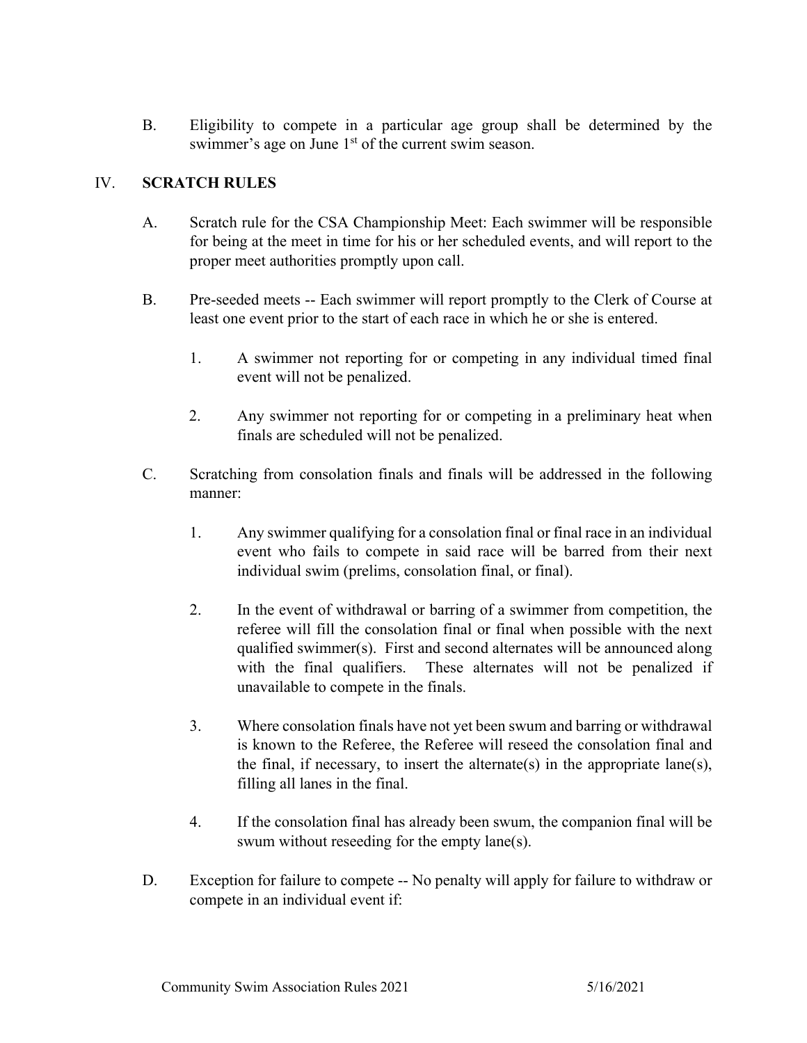B. Eligibility to compete in a particular age group shall be determined by the swimmer's age on June 1st of the current swim season.

## IV. SCRATCH RULES

A. Scratch rule for the CSA Championship Meet: Each swimmer will be responsible for being at the meet in time for his or her scheduled events, and will report to the proper meet authorities promptly upon call.

B. Pre-seeded meets -- Each swimmer will report promptly to the Clerk of Course at least one event prior to the start of each race in which he or she is entered.

1. A swimmer not reporting for or competing in any individual timed final event will not be penalized.

2. Any swimmer not reporting for or competing in a preliminary heat when finals are scheduled will not be penalized.

C. Scratching from consolation finals and finals will be addressed in the following manner:

1. Any swimmer qualifying for a consolation final or final race in an individual event who fails to compete in said race will be barred from their next individual swim (prelims, consolation final, or final).

2. In the event of withdrawal or barring of a swimmer from competition, the referee will fill the consolation final or final when possible with the next qualified swimmer(s). First and second alternates will be announced along with the final qualifiers. These alternates will not be penalized if unavailable to compete in the finals.

3. Where consolation finals have not yet been swum and barring or withdrawal is known to the Referee, the Referee will reseed the consolation final and the final, if necessary, to insert the alternate(s) in the appropriate lane(s), filling all lanes in the final.

4. If the consolation final has already been swum, the companion final will be swum without reseeding for the empty lane(s).

D. Exception for failure to compete -- No penalty will apply for failure to withdraw or compete in an individual event if: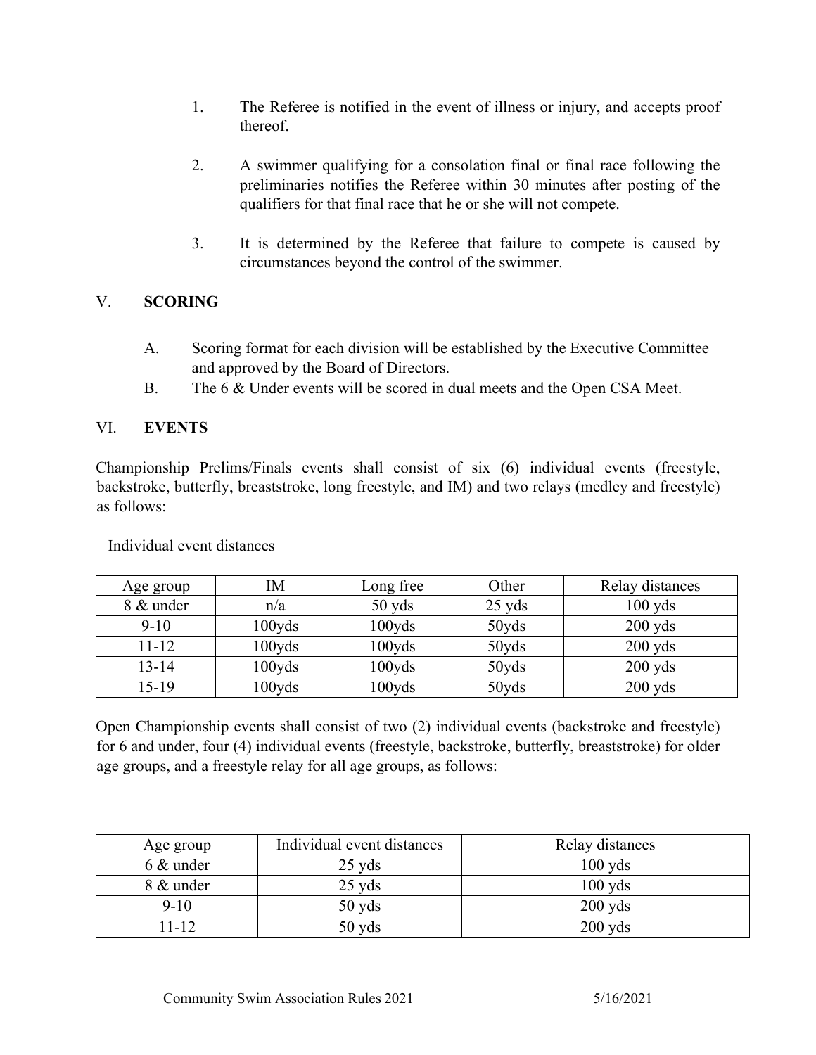1. The Referee is notified in the event of illness or injury, and accepts proof thereof.

2. A swimmer qualifying for a consolation final or final race following the preliminaries notifies the Referee within 30 minutes after posting of the qualifiers for that final race that he or she will not compete.

3. It is determined by the Referee that failure to compete is caused by circumstances beyond the control of the swimmer.

## V. SCORING

A. Scoring format for each division will be established by the Executive Committee and approved by the Board of Directors.

B. The 6 & Under events will be scored in dual meets and the Open CSA Meet.

## VI. EVENTS

Championship Prelims/Finals events shall consist of six (6) individual events (freestyle, backstroke, butterfly, breaststroke, long freestyle, and IM) and two relays (medley and freestyle) as follows:

Individual event distances

| Age group | IM | Long free | Other | Relay distances |
|---|---|---|---|---|
| 8 & under | n/a | 50 yds | 25 yds | 100 yds |
| 9-10 | 100yds | 100yds | 50yds | 200 yds |
| 11-12 | 100yds | 100yds | 50yds | 200 yds |
| 13-14 | 100yds | 100yds | 50yds | 200 yds |
| 15-19 | 100yds | 100yds | 50yds | 200 yds |

Open Championship events shall consist of two (2) individual events (backstroke and freestyle) for 6 and under, four (4) individual events (freestyle, backstroke, butterfly, breaststroke) for older age groups, and a freestyle relay for all age groups, as follows:

| Age group | Individual event distances | Relay distances |
|---|---|---|
| 6 & under | 25 yds | 100 yds |
| 8 & under | 25 yds | 100 yds |
| 9-10 | 50 yds | 200 yds |
| 11-12 | 50 yds | 200 yds |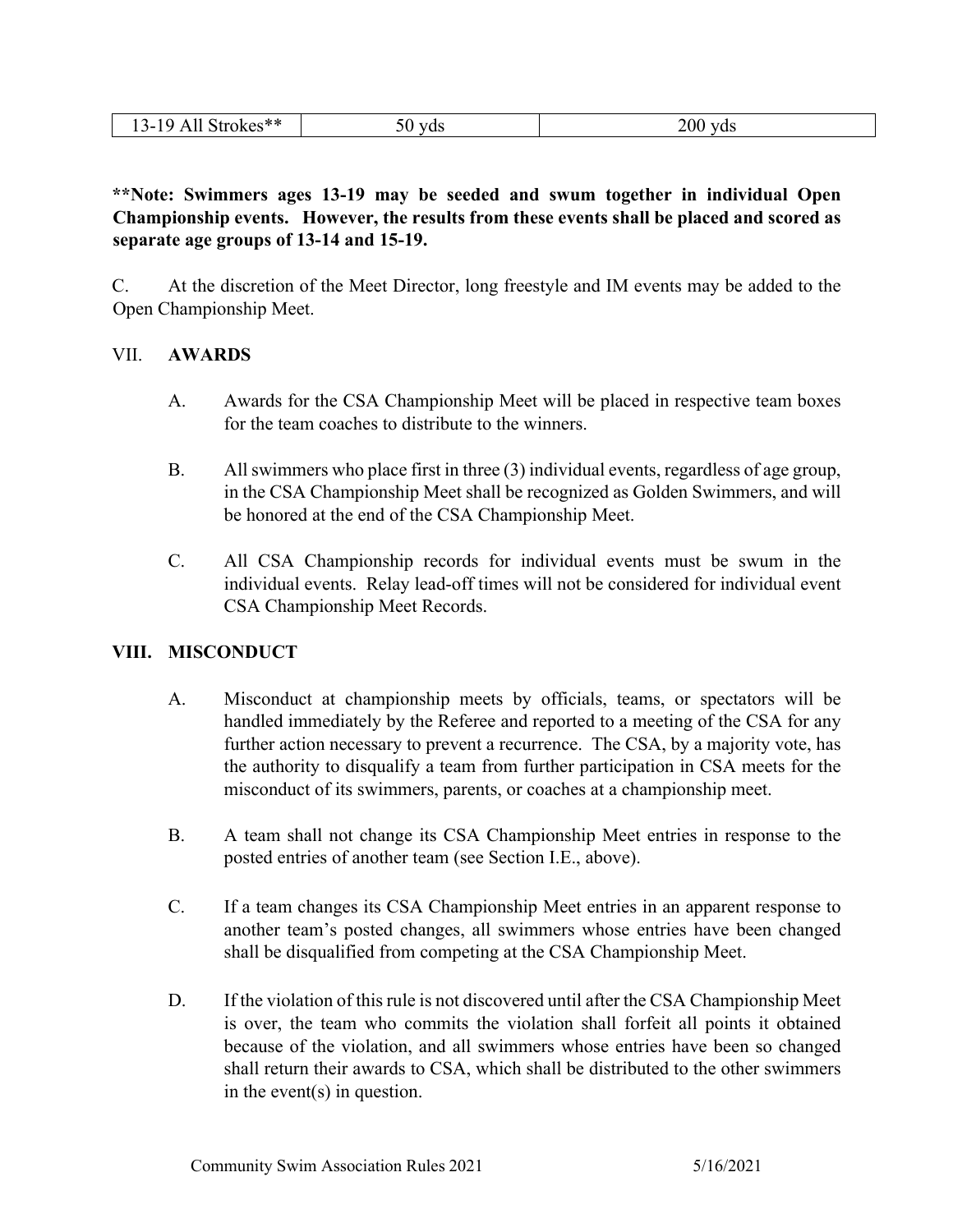| | | |
|---|---|---|
| 13-19 All Strokes** | 50 yds | 200 yds |

**Note: Swimmers ages 13-19 may be seeded and swum together in individual Open Championship events. However, the results from these events shall be placed and scored as separate age groups of 13-14 and 15-19.**

C. At the discretion of the Meet Director, long freestyle and IM events may be added to the Open Championship Meet.

## VII. AWARDS

A. Awards for the CSA Championship Meet will be placed in respective team boxes for the team coaches to distribute to the winners.

B. All swimmers who place first in three (3) individual events, regardless of age group, in the CSA Championship Meet shall be recognized as Golden Swimmers, and will be honored at the end of the CSA Championship Meet.

C. All CSA Championship records for individual events must be swum in the individual events. Relay lead-off times will not be considered for individual event CSA Championship Meet Records.

## VIII. MISCONDUCT

A. Misconduct at championship meets by officials, teams, or spectators will be handled immediately by the Referee and reported to a meeting of the CSA for any further action necessary to prevent a recurrence. The CSA, by a majority vote, has the authority to disqualify a team from further participation in CSA meets for the misconduct of its swimmers, parents, or coaches at a championship meet.

B. A team shall not change its CSA Championship Meet entries in response to the posted entries of another team (see Section I.E., above).

C. If a team changes its CSA Championship Meet entries in an apparent response to another team's posted changes, all swimmers whose entries have been changed shall be disqualified from competing at the CSA Championship Meet.

D. If the violation of this rule is not discovered until after the CSA Championship Meet is over, the team who commits the violation shall forfeit all points it obtained because of the violation, and all swimmers whose entries have been so changed shall return their awards to CSA, which shall be distributed to the other swimmers in the event(s) in question.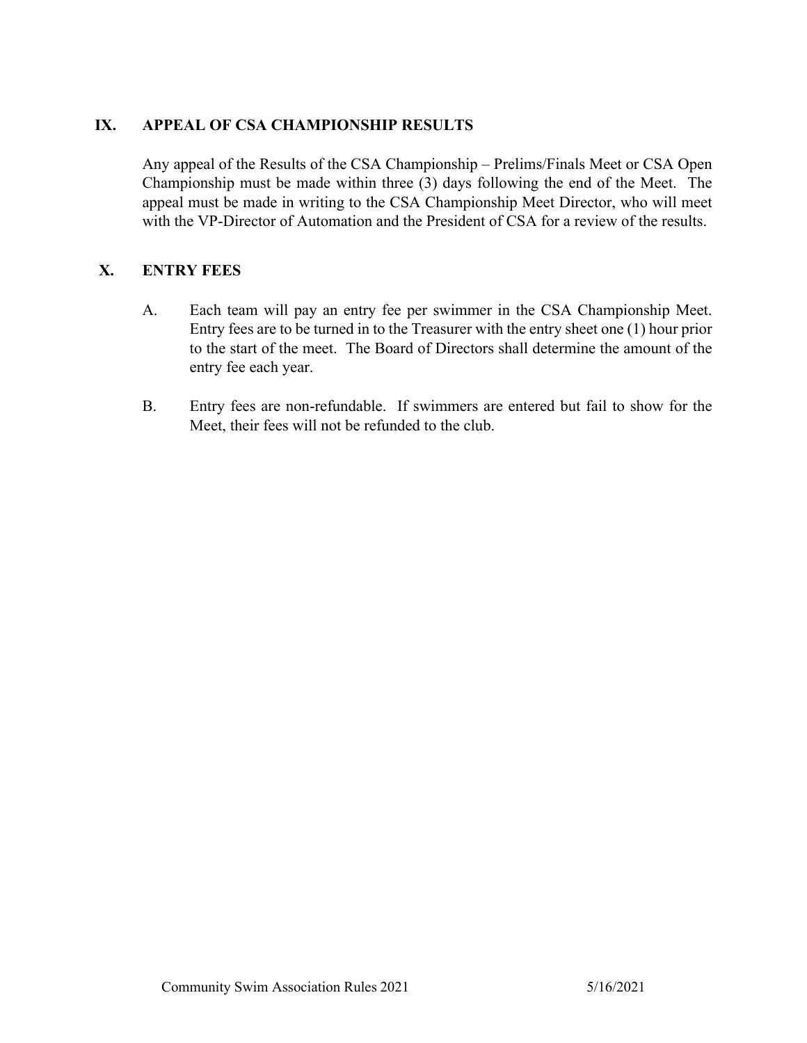## IX. APPEAL OF CSA CHAMPIONSHIP RESULTS

Any appeal of the Results of the CSA Championship – Prelims/Finals Meet or CSA Open Championship must be made within three (3) days following the end of the Meet. The appeal must be made in writing to the CSA Championship Meet Director, who will meet with the VP-Director of Automation and the President of CSA for a review of the results.

## X. ENTRY FEES

A. Each team will pay an entry fee per swimmer in the CSA Championship Meet. Entry fees are to be turned in to the Treasurer with the entry sheet one (1) hour prior to the start of the meet. The Board of Directors shall determine the amount of the entry fee each year.

B. Entry fees are non-refundable. If swimmers are entered but fail to show for the Meet, their fees will not be refunded to the club.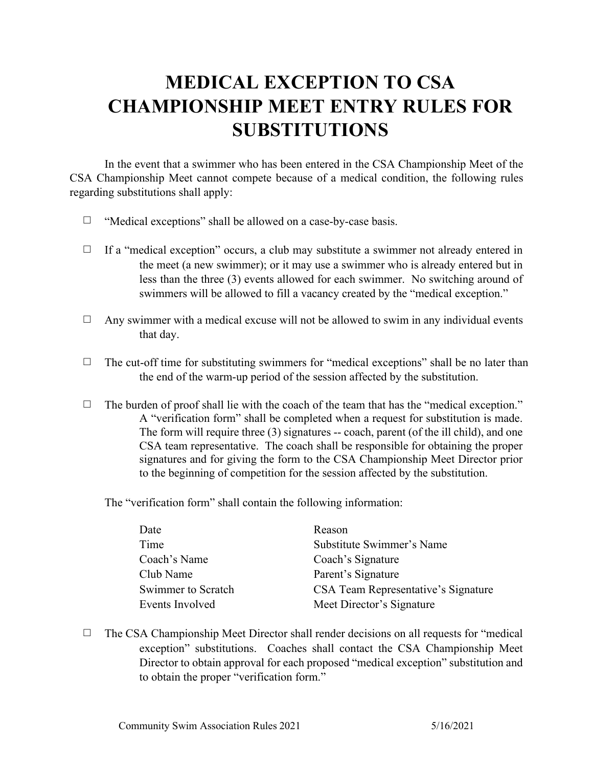# MEDICAL EXCEPTION TO CSA CHAMPIONSHIP MEET ENTRY RULES FOR SUBSTITUTIONS

In the event that a swimmer who has been entered in the CSA Championship Meet of the CSA Championship Meet cannot compete because of a medical condition, the following rules regarding substitutions shall apply:

- "Medical exceptions" shall be allowed on a case-by-case basis.
- If a "medical exception" occurs, a club may substitute a swimmer not already entered in the meet (a new swimmer); or it may use a swimmer who is already entered but in less than the three (3) events allowed for each swimmer. No switching around of swimmers will be allowed to fill a vacancy created by the "medical exception."
- Any swimmer with a medical excuse will not be allowed to swim in any individual events that day.
- The cut-off time for substituting swimmers for "medical exceptions" shall be no later than the end of the warm-up period of the session affected by the substitution.
- The burden of proof shall lie with the coach of the team that has the "medical exception." A "verification form" shall be completed when a request for substitution is made. The form will require three (3) signatures -- coach, parent (of the ill child), and one CSA team representative. The coach shall be responsible for obtaining the proper signatures and for giving the form to the CSA Championship Meet Director prior to the beginning of competition for the session affected by the substitution.

  The "verification form" shall contain the following information:

  | | |
  |---|---|
  | Date | Reason |
  | Time | Substitute Swimmer's Name |
  | Coach's Name | Coach's Signature |
  | Club Name | Parent's Signature |
  | Swimmer to Scratch | CSA Team Representative's Signature |
  | Events Involved | Meet Director's Signature |

- The CSA Championship Meet Director shall render decisions on all requests for "medical exception" substitutions. Coaches shall contact the CSA Championship Meet Director to obtain approval for each proposed "medical exception" substitution and to obtain the proper "verification form."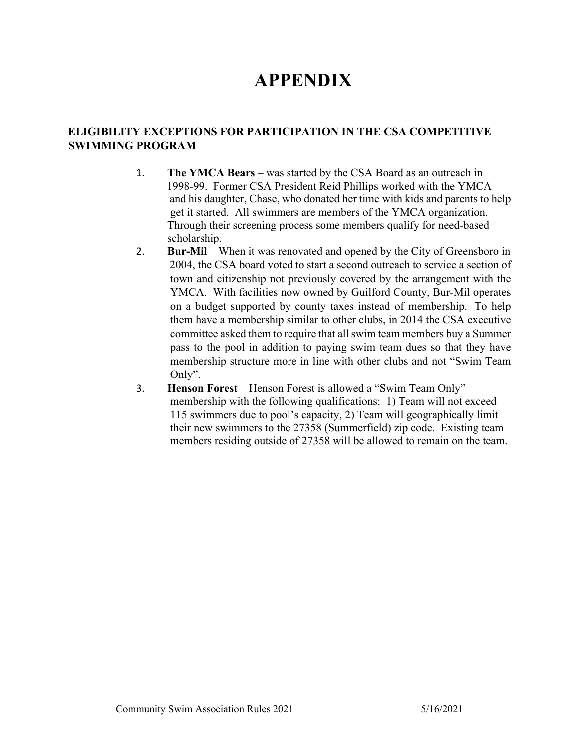# APPENDIX

**ELIGIBILITY EXCEPTIONS FOR PARTICIPATION IN THE CSA COMPETITIVE SWIMMING PROGRAM**

1. **The YMCA Bears** – was started by the CSA Board as an outreach in 1998-99. Former CSA President Reid Phillips worked with the YMCA and his daughter, Chase, who donated her time with kids and parents to help get it started. All swimmers are members of the YMCA organization. Through their screening process some members qualify for need-based scholarship.
2. **Bur-Mil** – When it was renovated and opened by the City of Greensboro in 2004, the CSA board voted to start a second outreach to service a section of town and citizenship not previously covered by the arrangement with the YMCA. With facilities now owned by Guilford County, Bur-Mil operates on a budget supported by county taxes instead of membership. To help them have a membership similar to other clubs, in 2014 the CSA executive committee asked them to require that all swim team members buy a Summer pass to the pool in addition to paying swim team dues so that they have membership structure more in line with other clubs and not "Swim Team Only".
3. **Henson Forest** – Henson Forest is allowed a "Swim Team Only" membership with the following qualifications: 1) Team will not exceed 115 swimmers due to pool's capacity, 2) Team will geographically limit their new swimmers to the 27358 (Summerfield) zip code. Existing team members residing outside of 27358 will be allowed to remain on the team.